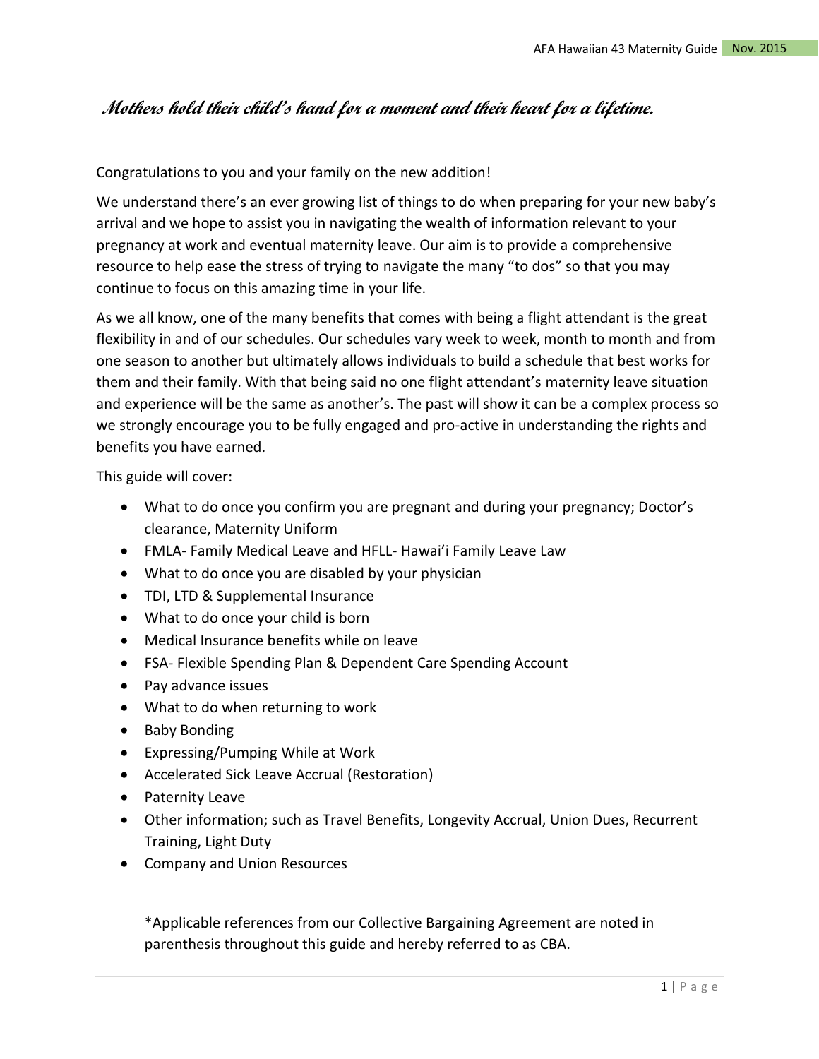***Mothers hold their child's hand for a moment and their heart for a lifetime.***

Congratulations to you and your family on the new addition!

We understand there's an ever growing list of things to do when preparing for your new baby's arrival and we hope to assist you in navigating the wealth of information relevant to your pregnancy at work and eventual maternity leave. Our aim is to provide a comprehensive resource to help ease the stress of trying to navigate the many "to dos" so that you may continue to focus on this amazing time in your life.

As we all know, one of the many benefits that comes with being a flight attendant is the great flexibility in and of our schedules. Our schedules vary week to week, month to month and from one season to another but ultimately allows individuals to build a schedule that best works for them and their family. With that being said no one flight attendant's maternity leave situation and experience will be the same as another's. The past will show it can be a complex process so we strongly encourage you to be fully engaged and pro-active in understanding the rights and benefits you have earned.

This guide will cover:

- What to do once you confirm you are pregnant and during your pregnancy; Doctor's clearance, Maternity Uniform
- FMLA- Family Medical Leave and HFLL- Hawai'i Family Leave Law
- What to do once you are disabled by your physician
- TDI, LTD & Supplemental Insurance
- What to do once your child is born
- Medical Insurance benefits while on leave
- FSA- Flexible Spending Plan & Dependent Care Spending Account
- Pay advance issues
- What to do when returning to work
- Baby Bonding
- Expressing/Pumping While at Work
- Accelerated Sick Leave Accrual (Restoration)
- Paternity Leave
- Other information; such as Travel Benefits, Longevity Accrual, Union Dues, Recurrent Training, Light Duty
- Company and Union Resources

*Applicable references from our Collective Bargaining Agreement are noted in parenthesis throughout this guide and hereby referred to as CBA.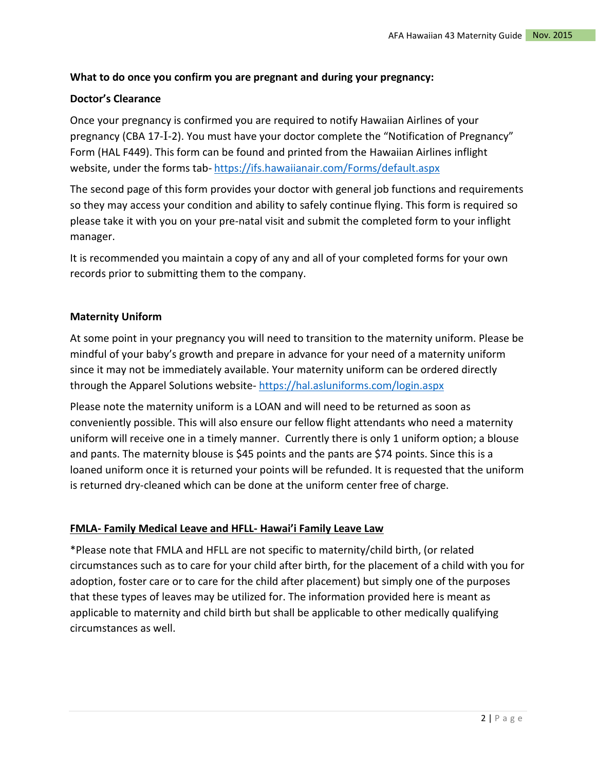**What to do once you confirm you are pregnant and during your pregnancy:**

**Doctor's Clearance**

Once your pregnancy is confirmed you are required to notify Hawaiian Airlines of your pregnancy (CBA 17-I-2). You must have your doctor complete the "Notification of Pregnancy" Form (HAL F449). This form can be found and printed from the Hawaiian Airlines inflight website, under the forms tab- https://ifs.hawaiianair.com/Forms/default.aspx

The second page of this form provides your doctor with general job functions and requirements so they may access your condition and ability to safely continue flying. This form is required so please take it with you on your pre-natal visit and submit the completed form to your inflight manager.

It is recommended you maintain a copy of any and all of your completed forms for your own records prior to submitting them to the company.

**Maternity Uniform**

At some point in your pregnancy you will need to transition to the maternity uniform. Please be mindful of your baby's growth and prepare in advance for your need of a maternity uniform since it may not be immediately available. Your maternity uniform can be ordered directly through the Apparel Solutions website- https://hal.asluniforms.com/login.aspx

Please note the maternity uniform is a LOAN and will need to be returned as soon as conveniently possible. This will also ensure our fellow flight attendants who need a maternity uniform will receive one in a timely manner. Currently there is only 1 uniform option; a blouse and pants. The maternity blouse is $45 points and the pants are $74 points. Since this is a loaned uniform once it is returned your points will be refunded. It is requested that the uniform is returned dry-cleaned which can be done at the uniform center free of charge.

**<u>FMLA- Family Medical Leave and HFLL- Hawai'i Family Leave Law</u>**

*Please note that FMLA and HFLL are not specific to maternity/child birth, (or related circumstances such as to care for your child after birth, for the placement of a child with you for adoption, foster care or to care for the child after placement) but simply one of the purposes that these types of leaves may be utilized for. The information provided here is meant as applicable to maternity and child birth but shall be applicable to other medically qualifying circumstances as well.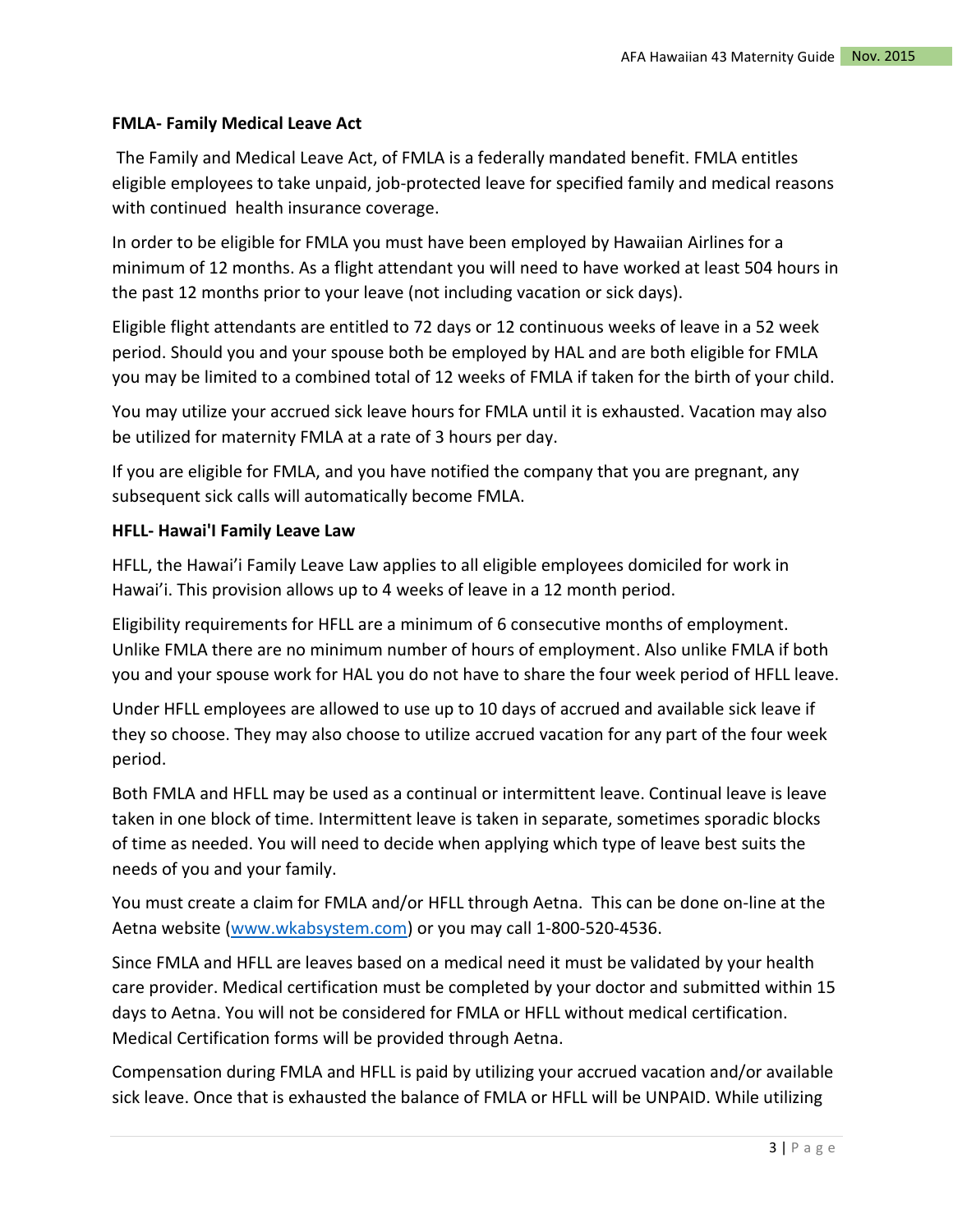**FMLA- Family Medical Leave Act**

The Family and Medical Leave Act, of FMLA is a federally mandated benefit. FMLA entitles eligible employees to take unpaid, job-protected leave for specified family and medical reasons with continued health insurance coverage.

In order to be eligible for FMLA you must have been employed by Hawaiian Airlines for a minimum of 12 months. As a flight attendant you will need to have worked at least 504 hours in the past 12 months prior to your leave (not including vacation or sick days).

Eligible flight attendants are entitled to 72 days or 12 continuous weeks of leave in a 52 week period. Should you and your spouse both be employed by HAL and are both eligible for FMLA you may be limited to a combined total of 12 weeks of FMLA if taken for the birth of your child.

You may utilize your accrued sick leave hours for FMLA until it is exhausted. Vacation may also be utilized for maternity FMLA at a rate of 3 hours per day.

If you are eligible for FMLA, and you have notified the company that you are pregnant, any subsequent sick calls will automatically become FMLA.

**HFLL- Hawai'I Family Leave Law**

HFLL, the Hawai'i Family Leave Law applies to all eligible employees domiciled for work in Hawai'i. This provision allows up to 4 weeks of leave in a 12 month period.

Eligibility requirements for HFLL are a minimum of 6 consecutive months of employment. Unlike FMLA there are no minimum number of hours of employment. Also unlike FMLA if both you and your spouse work for HAL you do not have to share the four week period of HFLL leave.

Under HFLL employees are allowed to use up to 10 days of accrued and available sick leave if they so choose. They may also choose to utilize accrued vacation for any part of the four week period.

Both FMLA and HFLL may be used as a continual or intermittent leave. Continual leave is leave taken in one block of time. Intermittent leave is taken in separate, sometimes sporadic blocks of time as needed. You will need to decide when applying which type of leave best suits the needs of you and your family.

You must create a claim for FMLA and/or HFLL through Aetna. This can be done on-line at the Aetna website ([www.wkabsystem.com](http://www.wkabsystem.com)) or you may call 1-800-520-4536.

Since FMLA and HFLL are leaves based on a medical need it must be validated by your health care provider. Medical certification must be completed by your doctor and submitted within 15 days to Aetna. You will not be considered for FMLA or HFLL without medical certification. Medical Certification forms will be provided through Aetna.

Compensation during FMLA and HFLL is paid by utilizing your accrued vacation and/or available sick leave. Once that is exhausted the balance of FMLA or HFLL will be UNPAID. While utilizing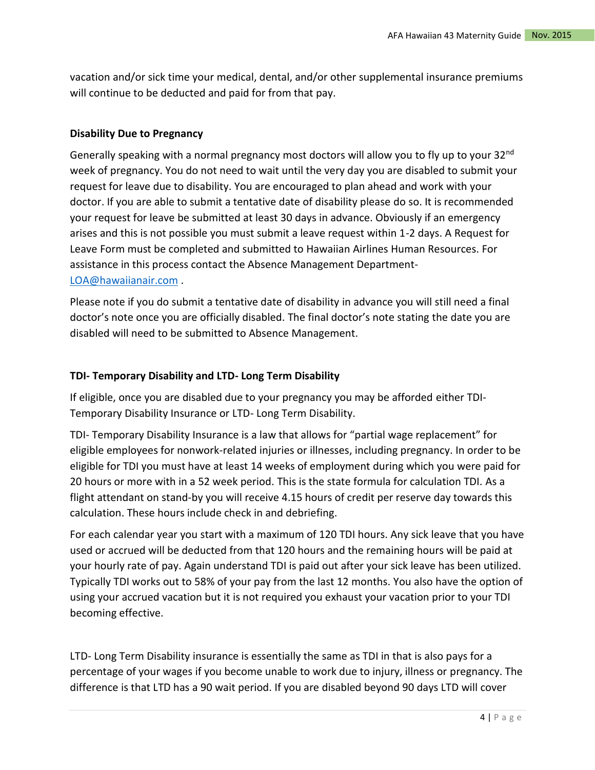vacation and/or sick time your medical, dental, and/or other supplemental insurance premiums will continue to be deducted and paid for from that pay.

**Disability Due to Pregnancy**

Generally speaking with a normal pregnancy most doctors will allow you to fly up to your 32nd week of pregnancy. You do not need to wait until the very day you are disabled to submit your request for leave due to disability. You are encouraged to plan ahead and work with your doctor. If you are able to submit a tentative date of disability please do so. It is recommended your request for leave be submitted at least 30 days in advance. Obviously if an emergency arises and this is not possible you must submit a leave request within 1-2 days. A Request for Leave Form must be completed and submitted to Hawaiian Airlines Human Resources. For assistance in this process contact the Absence Management Department- LOA@hawaiianair.com .

Please note if you do submit a tentative date of disability in advance you will still need a final doctor's note once you are officially disabled. The final doctor's note stating the date you are disabled will need to be submitted to Absence Management.

**TDI- Temporary Disability and LTD- Long Term Disability**

If eligible, once you are disabled due to your pregnancy you may be afforded either TDI-Temporary Disability Insurance or LTD- Long Term Disability.

TDI- Temporary Disability Insurance is a law that allows for "partial wage replacement" for eligible employees for nonwork-related injuries or illnesses, including pregnancy. In order to be eligible for TDI you must have at least 14 weeks of employment during which you were paid for 20 hours or more with in a 52 week period. This is the state formula for calculation TDI. As a flight attendant on stand-by you will receive 4.15 hours of credit per reserve day towards this calculation. These hours include check in and debriefing.

For each calendar year you start with a maximum of 120 TDI hours. Any sick leave that you have used or accrued will be deducted from that 120 hours and the remaining hours will be paid at your hourly rate of pay. Again understand TDI is paid out after your sick leave has been utilized. Typically TDI works out to 58% of your pay from the last 12 months. You also have the option of using your accrued vacation but it is not required you exhaust your vacation prior to your TDI becoming effective.

LTD- Long Term Disability insurance is essentially the same as TDI in that is also pays for a percentage of your wages if you become unable to work due to injury, illness or pregnancy. The difference is that LTD has a 90 wait period. If you are disabled beyond 90 days LTD will cover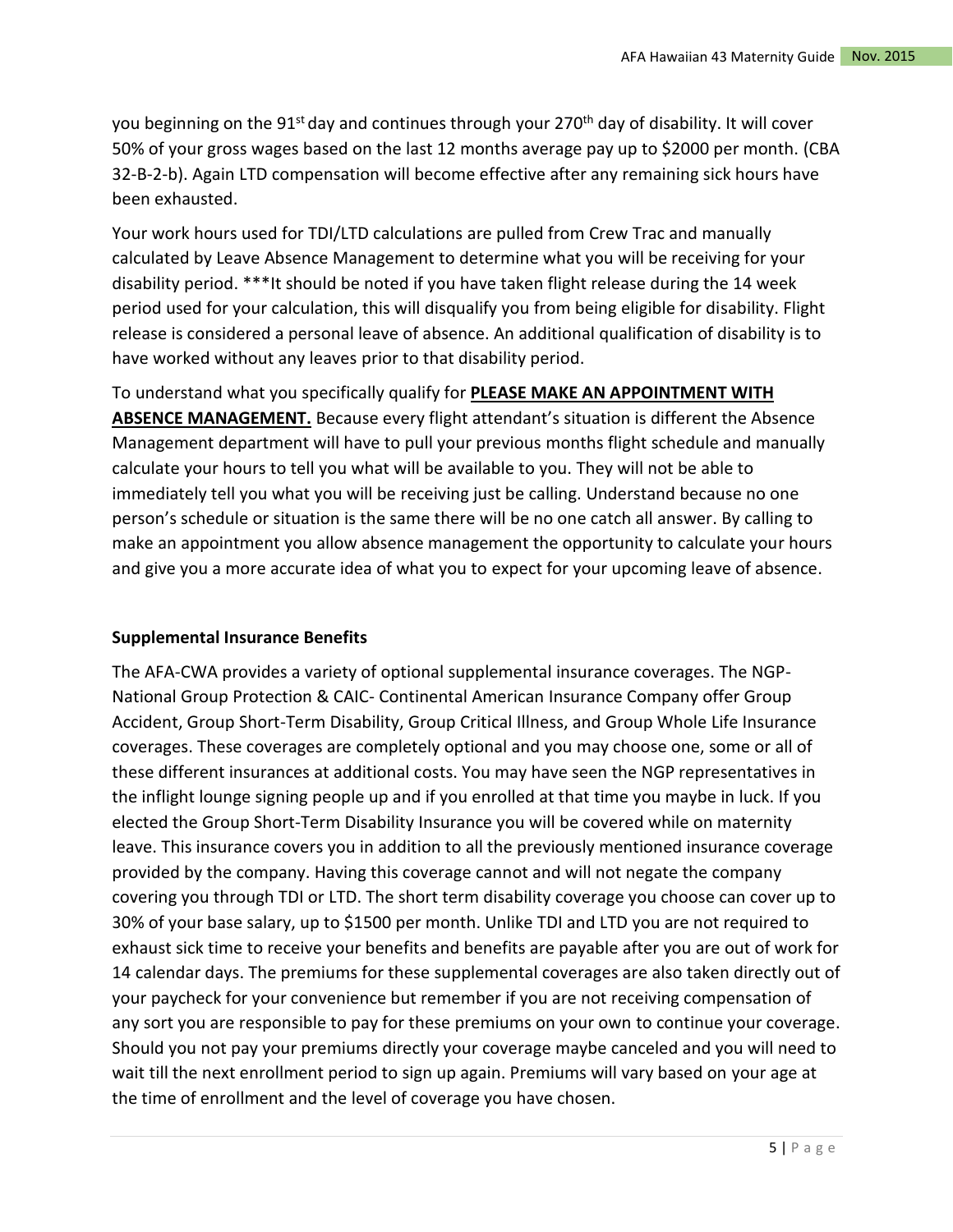you beginning on the 91st day and continues through your 270th day of disability. It will cover 50% of your gross wages based on the last 12 months average pay up to $2000 per month. (CBA 32-B-2-b). Again LTD compensation will become effective after any remaining sick hours have been exhausted.

Your work hours used for TDI/LTD calculations are pulled from Crew Trac and manually calculated by Leave Absence Management to determine what you will be receiving for your disability period. ***It should be noted if you have taken flight release during the 14 week period used for your calculation, this will disqualify you from being eligible for disability. Flight release is considered a personal leave of absence. An additional qualification of disability is to have worked without any leaves prior to that disability period.

To understand what you specifically qualify for **PLEASE MAKE AN APPOINTMENT WITH ABSENCE MANAGEMENT.** Because every flight attendant's situation is different the Absence Management department will have to pull your previous months flight schedule and manually calculate your hours to tell you what will be available to you. They will not be able to immediately tell you what you will be receiving just be calling. Understand because no one person's schedule or situation is the same there will be no one catch all answer. By calling to make an appointment you allow absence management the opportunity to calculate your hours and give you a more accurate idea of what you to expect for your upcoming leave of absence.

**Supplemental Insurance Benefits**

The AFA-CWA provides a variety of optional supplemental insurance coverages. The NGP-National Group Protection & CAIC- Continental American Insurance Company offer Group Accident, Group Short-Term Disability, Group Critical Illness, and Group Whole Life Insurance coverages. These coverages are completely optional and you may choose one, some or all of these different insurances at additional costs. You may have seen the NGP representatives in the inflight lounge signing people up and if you enrolled at that time you maybe in luck. If you elected the Group Short-Term Disability Insurance you will be covered while on maternity leave. This insurance covers you in addition to all the previously mentioned insurance coverage provided by the company. Having this coverage cannot and will not negate the company covering you through TDI or LTD. The short term disability coverage you choose can cover up to 30% of your base salary, up to $1500 per month. Unlike TDI and LTD you are not required to exhaust sick time to receive your benefits and benefits are payable after you are out of work for 14 calendar days. The premiums for these supplemental coverages are also taken directly out of your paycheck for your convenience but remember if you are not receiving compensation of any sort you are responsible to pay for these premiums on your own to continue your coverage. Should you not pay your premiums directly your coverage maybe canceled and you will need to wait till the next enrollment period to sign up again. Premiums will vary based on your age at the time of enrollment and the level of coverage you have chosen.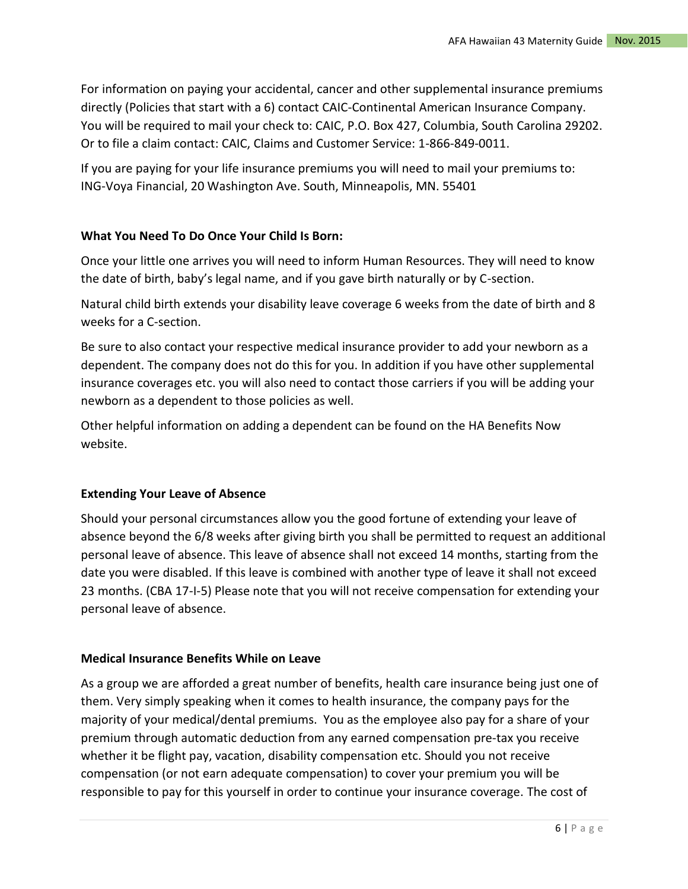For information on paying your accidental, cancer and other supplemental insurance premiums directly (Policies that start with a 6) contact CAIC-Continental American Insurance Company. You will be required to mail your check to: CAIC, P.O. Box 427, Columbia, South Carolina 29202. Or to file a claim contact: CAIC, Claims and Customer Service: 1-866-849-0011.

If you are paying for your life insurance premiums you will need to mail your premiums to: ING-Voya Financial, 20 Washington Ave. South, Minneapolis, MN. 55401

**What You Need To Do Once Your Child Is Born:**

Once your little one arrives you will need to inform Human Resources. They will need to know the date of birth, baby's legal name, and if you gave birth naturally or by C-section.

Natural child birth extends your disability leave coverage 6 weeks from the date of birth and 8 weeks for a C-section.

Be sure to also contact your respective medical insurance provider to add your newborn as a dependent. The company does not do this for you. In addition if you have other supplemental insurance coverages etc. you will also need to contact those carriers if you will be adding your newborn as a dependent to those policies as well.

Other helpful information on adding a dependent can be found on the HA Benefits Now website.

**Extending Your Leave of Absence**

Should your personal circumstances allow you the good fortune of extending your leave of absence beyond the 6/8 weeks after giving birth you shall be permitted to request an additional personal leave of absence. This leave of absence shall not exceed 14 months, starting from the date you were disabled. If this leave is combined with another type of leave it shall not exceed 23 months. (CBA 17-I-5) Please note that you will not receive compensation for extending your personal leave of absence.

**Medical Insurance Benefits While on Leave**

As a group we are afforded a great number of benefits, health care insurance being just one of them. Very simply speaking when it comes to health insurance, the company pays for the majority of your medical/dental premiums. You as the employee also pay for a share of your premium through automatic deduction from any earned compensation pre-tax you receive whether it be flight pay, vacation, disability compensation etc. Should you not receive compensation (or not earn adequate compensation) to cover your premium you will be responsible to pay for this yourself in order to continue your insurance coverage. The cost of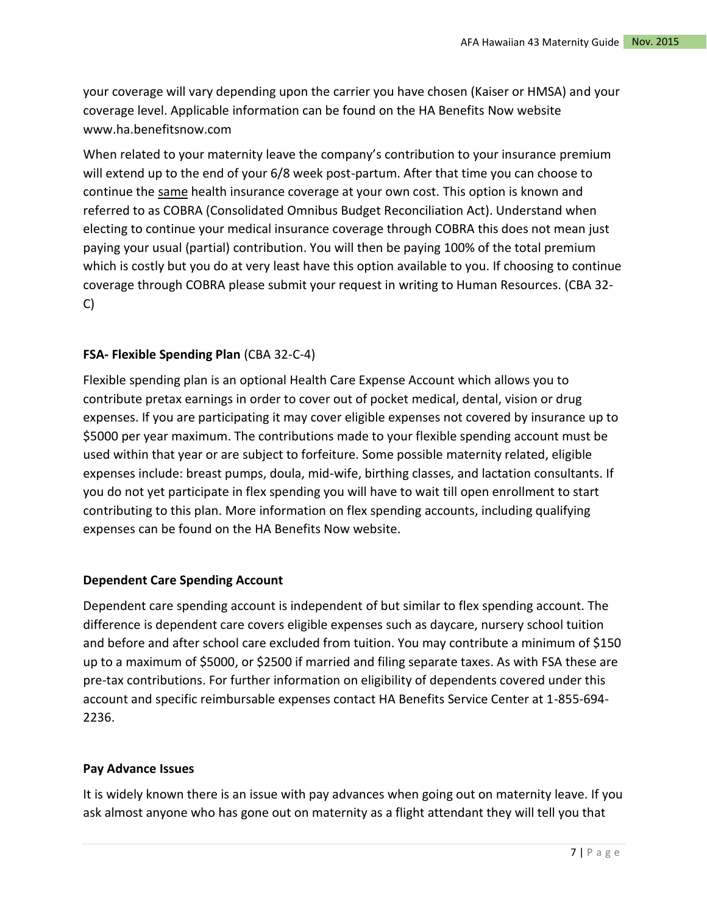your coverage will vary depending upon the carrier you have chosen (Kaiser or HMSA) and your coverage level. Applicable information can be found on the HA Benefits Now website www.ha.benefitsnow.com

When related to your maternity leave the company's contribution to your insurance premium will extend up to the end of your 6/8 week post-partum. After that time you can choose to continue the same health insurance coverage at your own cost. This option is known and referred to as COBRA (Consolidated Omnibus Budget Reconciliation Act). Understand when electing to continue your medical insurance coverage through COBRA this does not mean just paying your usual (partial) contribution. You will then be paying 100% of the total premium which is costly but you do at very least have this option available to you. If choosing to continue coverage through COBRA please submit your request in writing to Human Resources. (CBA 32-C)

**FSA- Flexible Spending Plan** (CBA 32-C-4)

Flexible spending plan is an optional Health Care Expense Account which allows you to contribute pretax earnings in order to cover out of pocket medical, dental, vision or drug expenses. If you are participating it may cover eligible expenses not covered by insurance up to $5000 per year maximum. The contributions made to your flexible spending account must be used within that year or are subject to forfeiture. Some possible maternity related, eligible expenses include: breast pumps, doula, mid-wife, birthing classes, and lactation consultants. If you do not yet participate in flex spending you will have to wait till open enrollment to start contributing to this plan. More information on flex spending accounts, including qualifying expenses can be found on the HA Benefits Now website.

**Dependent Care Spending Account**

Dependent care spending account is independent of but similar to flex spending account. The difference is dependent care covers eligible expenses such as daycare, nursery school tuition and before and after school care excluded from tuition. You may contribute a minimum of $150 up to a maximum of $5000, or $2500 if married and filing separate taxes. As with FSA these are pre-tax contributions. For further information on eligibility of dependents covered under this account and specific reimbursable expenses contact HA Benefits Service Center at 1-855-694-2236.

**Pay Advance Issues**

It is widely known there is an issue with pay advances when going out on maternity leave. If you ask almost anyone who has gone out on maternity as a flight attendant they will tell you that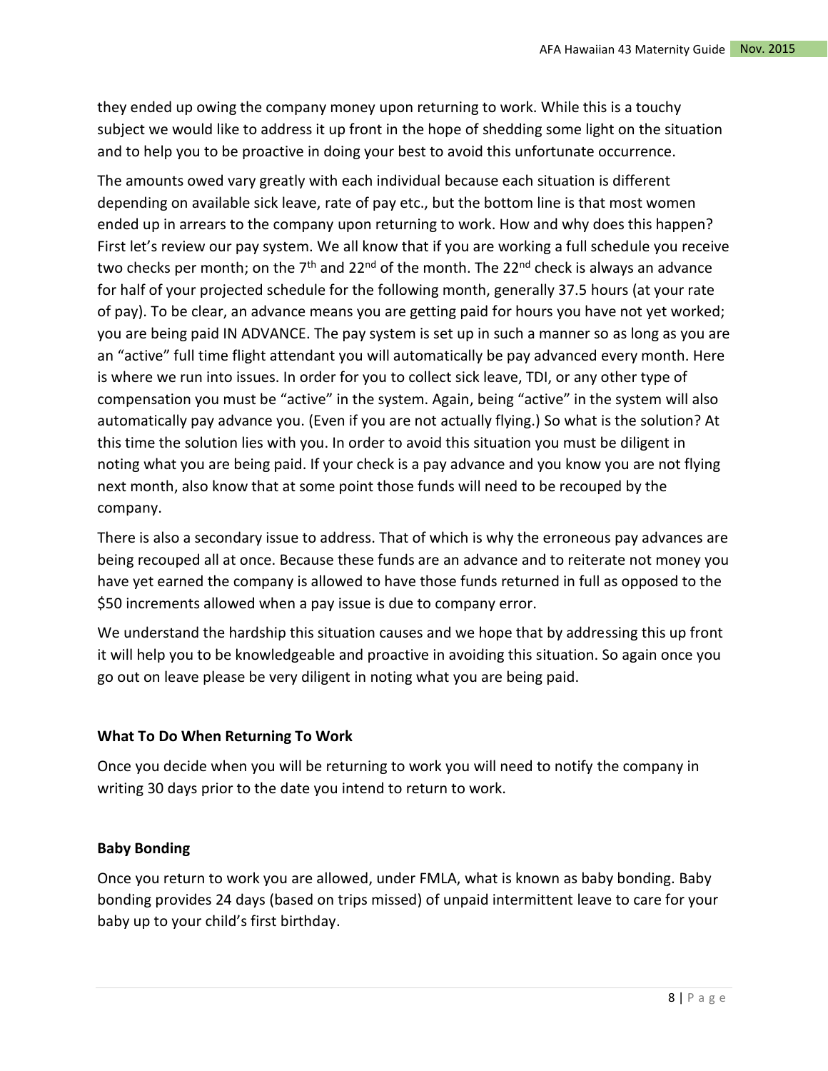they ended up owing the company money upon returning to work. While this is a touchy subject we would like to address it up front in the hope of shedding some light on the situation and to help you to be proactive in doing your best to avoid this unfortunate occurrence.

The amounts owed vary greatly with each individual because each situation is different depending on available sick leave, rate of pay etc., but the bottom line is that most women ended up in arrears to the company upon returning to work. How and why does this happen? First let's review our pay system. We all know that if you are working a full schedule you receive two checks per month; on the 7th and 22nd of the month. The 22nd check is always an advance for half of your projected schedule for the following month, generally 37.5 hours (at your rate of pay). To be clear, an advance means you are getting paid for hours you have not yet worked; you are being paid IN ADVANCE. The pay system is set up in such a manner so as long as you are an "active" full time flight attendant you will automatically be pay advanced every month. Here is where we run into issues. In order for you to collect sick leave, TDI, or any other type of compensation you must be "active" in the system. Again, being "active" in the system will also automatically pay advance you. (Even if you are not actually flying.) So what is the solution? At this time the solution lies with you. In order to avoid this situation you must be diligent in noting what you are being paid. If your check is a pay advance and you know you are not flying next month, also know that at some point those funds will need to be recouped by the company.

There is also a secondary issue to address. That of which is why the erroneous pay advances are being recouped all at once. Because these funds are an advance and to reiterate not money you have yet earned the company is allowed to have those funds returned in full as opposed to the $50 increments allowed when a pay issue is due to company error.

We understand the hardship this situation causes and we hope that by addressing this up front it will help you to be knowledgeable and proactive in avoiding this situation. So again once you go out on leave please be very diligent in noting what you are being paid.

**What To Do When Returning To Work**

Once you decide when you will be returning to work you will need to notify the company in writing 30 days prior to the date you intend to return to work.

**Baby Bonding**

Once you return to work you are allowed, under FMLA, what is known as baby bonding. Baby bonding provides 24 days (based on trips missed) of unpaid intermittent leave to care for your baby up to your child's first birthday.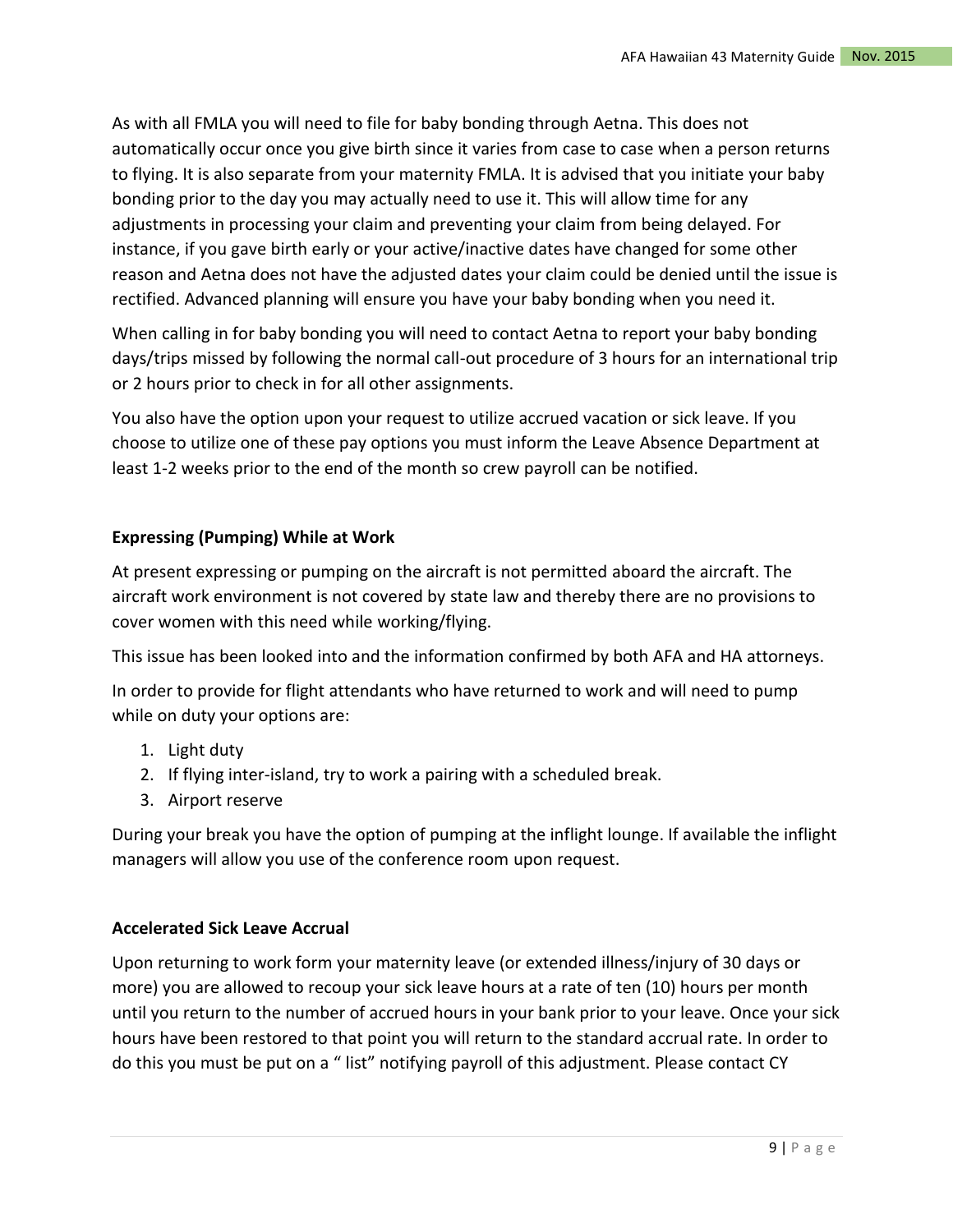As with all FMLA you will need to file for baby bonding through Aetna. This does not automatically occur once you give birth since it varies from case to case when a person returns to flying. It is also separate from your maternity FMLA. It is advised that you initiate your baby bonding prior to the day you may actually need to use it. This will allow time for any adjustments in processing your claim and preventing your claim from being delayed. For instance, if you gave birth early or your active/inactive dates have changed for some other reason and Aetna does not have the adjusted dates your claim could be denied until the issue is rectified. Advanced planning will ensure you have your baby bonding when you need it.

When calling in for baby bonding you will need to contact Aetna to report your baby bonding days/trips missed by following the normal call-out procedure of 3 hours for an international trip or 2 hours prior to check in for all other assignments.

You also have the option upon your request to utilize accrued vacation or sick leave. If you choose to utilize one of these pay options you must inform the Leave Absence Department at least 1-2 weeks prior to the end of the month so crew payroll can be notified.

**Expressing (Pumping) While at Work**

At present expressing or pumping on the aircraft is not permitted aboard the aircraft. The aircraft work environment is not covered by state law and thereby there are no provisions to cover women with this need while working/flying.

This issue has been looked into and the information confirmed by both AFA and HA attorneys.

In order to provide for flight attendants who have returned to work and will need to pump while on duty your options are:

1. Light duty
2. If flying inter-island, try to work a pairing with a scheduled break.
3. Airport reserve

During your break you have the option of pumping at the inflight lounge. If available the inflight managers will allow you use of the conference room upon request.

**Accelerated Sick Leave Accrual**

Upon returning to work form your maternity leave (or extended illness/injury of 30 days or more) you are allowed to recoup your sick leave hours at a rate of ten (10) hours per month until you return to the number of accrued hours in your bank prior to your leave. Once your sick hours have been restored to that point you will return to the standard accrual rate. In order to do this you must be put on a " list" notifying payroll of this adjustment. Please contact CY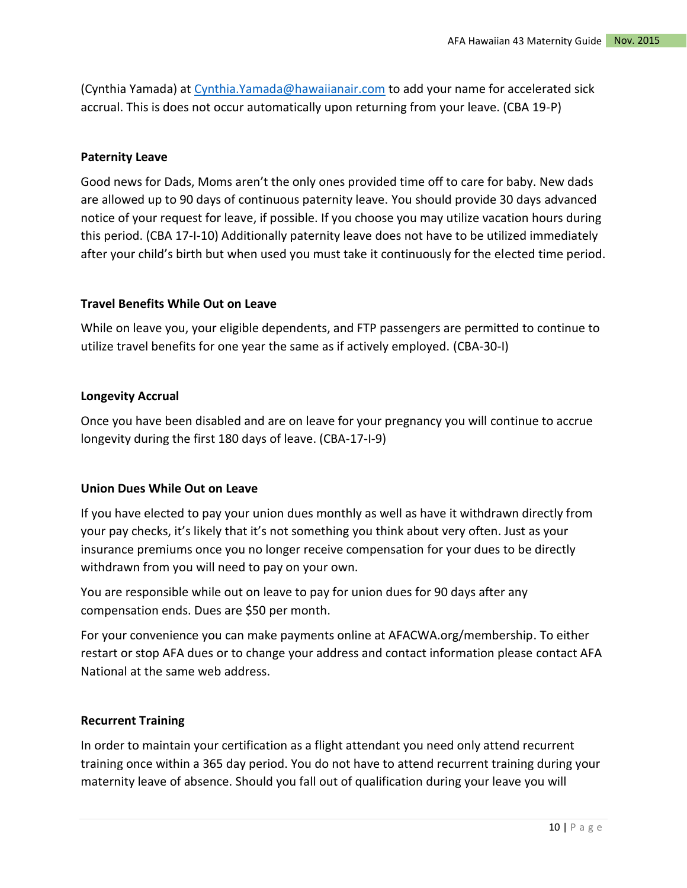(Cynthia Yamada) at [Cynthia.Yamada@hawaiianair.com](mailto:Cynthia.Yamada@hawaiianair.com) to add your name for accelerated sick accrual. This is does not occur automatically upon returning from your leave. (CBA 19-P)

**Paternity Leave**

Good news for Dads, Moms aren't the only ones provided time off to care for baby. New dads are allowed up to 90 days of continuous paternity leave. You should provide 30 days advanced notice of your request for leave, if possible. If you choose you may utilize vacation hours during this period. (CBA 17-I-10) Additionally paternity leave does not have to be utilized immediately after your child's birth but when used you must take it continuously for the elected time period.

**Travel Benefits While Out on Leave**

While on leave you, your eligible dependents, and FTP passengers are permitted to continue to utilize travel benefits for one year the same as if actively employed. (CBA-30-I)

**Longevity Accrual**

Once you have been disabled and are on leave for your pregnancy you will continue to accrue longevity during the first 180 days of leave. (CBA-17-I-9)

**Union Dues While Out on Leave**

If you have elected to pay your union dues monthly as well as have it withdrawn directly from your pay checks, it's likely that it's not something you think about very often. Just as your insurance premiums once you no longer receive compensation for your dues to be directly withdrawn from you will need to pay on your own.

You are responsible while out on leave to pay for union dues for 90 days after any compensation ends. Dues are $50 per month.

For your convenience you can make payments online at AFACWA.org/membership. To either restart or stop AFA dues or to change your address and contact information please contact AFA National at the same web address.

**Recurrent Training**

In order to maintain your certification as a flight attendant you need only attend recurrent training once within a 365 day period. You do not have to attend recurrent training during your maternity leave of absence. Should you fall out of qualification during your leave you will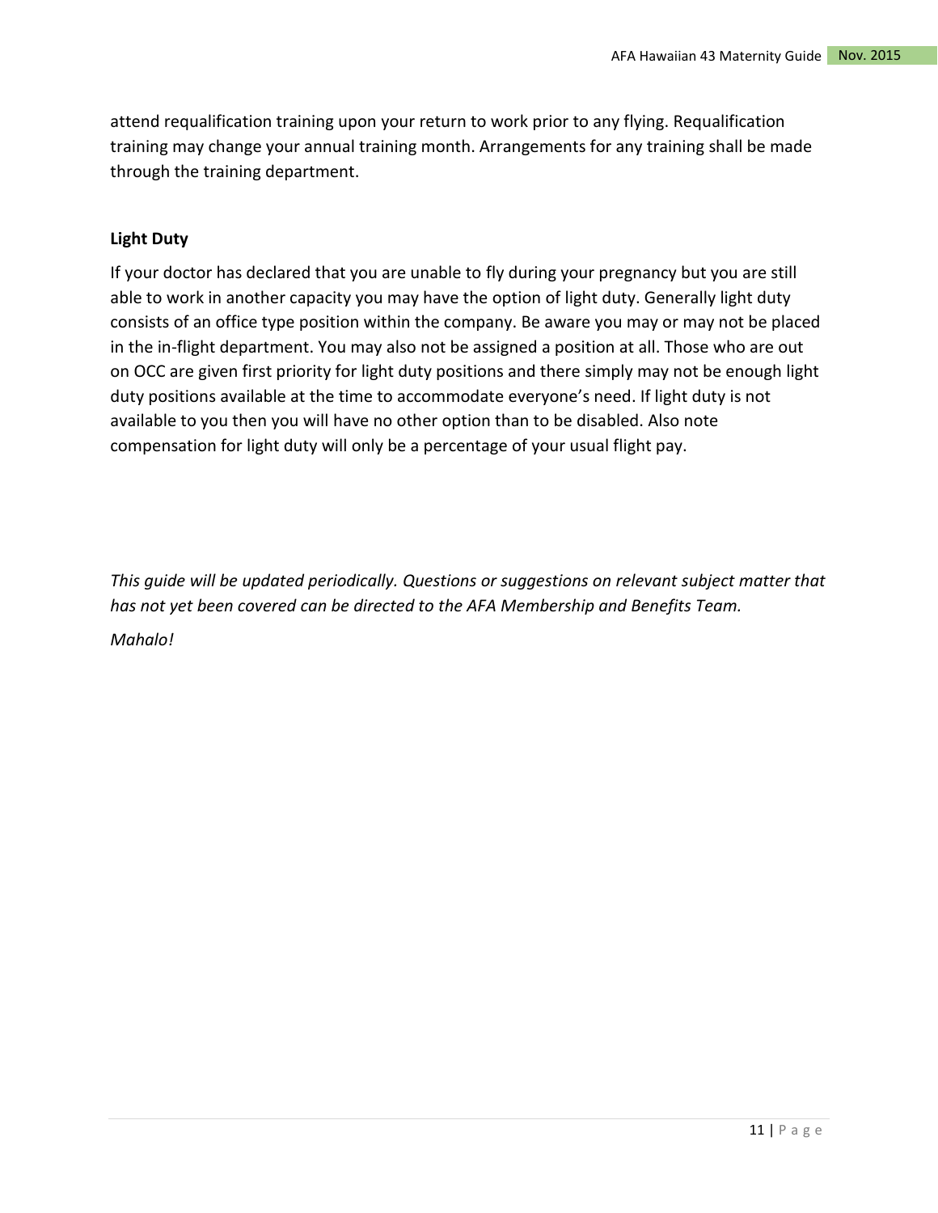attend requalification training upon your return to work prior to any flying. Requalification training may change your annual training month. Arrangements for any training shall be made through the training department.

**Light Duty**

If your doctor has declared that you are unable to fly during your pregnancy but you are still able to work in another capacity you may have the option of light duty. Generally light duty consists of an office type position within the company. Be aware you may or may not be placed in the in-flight department. You may also not be assigned a position at all. Those who are out on OCC are given first priority for light duty positions and there simply may not be enough light duty positions available at the time to accommodate everyone's need. If light duty is not available to you then you will have no other option than to be disabled. Also note compensation for light duty will only be a percentage of your usual flight pay.

*This guide will be updated periodically. Questions or suggestions on relevant subject matter that has not yet been covered can be directed to the AFA Membership and Benefits Team.*

*Mahalo!*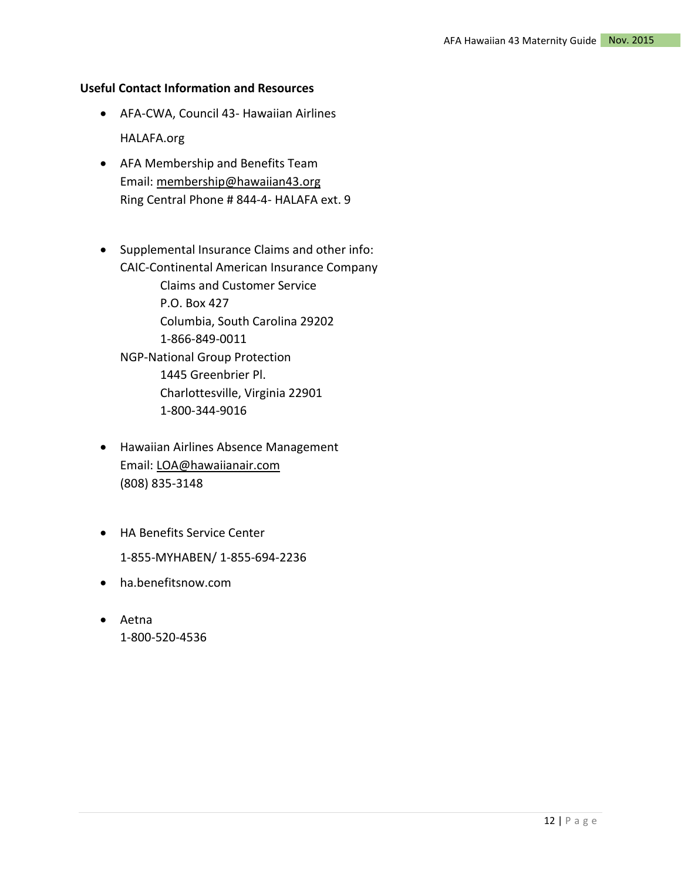**Useful Contact Information and Resources**

- AFA-CWA, Council 43- Hawaiian Airlines

  HALAFA.org

- AFA Membership and Benefits Team
  Email: membership@hawaiian43.org
  Ring Central Phone # 844-4- HALAFA ext. 9

- Supplemental Insurance Claims and other info:
  CAIC-Continental American Insurance Company
    Claims and Customer Service
    P.O. Box 427
    Columbia, South Carolina 29202
    1-866-849-0011
  NGP-National Group Protection
    1445 Greenbrier Pl.
    Charlottesville, Virginia 22901
    1-800-344-9016

- Hawaiian Airlines Absence Management
  Email: LOA@hawaiianair.com
  (808) 835-3148

- HA Benefits Service Center

  1-855-MYHABEN/ 1-855-694-2236

- ha.benefitsnow.com

- Aetna
  1-800-520-4536